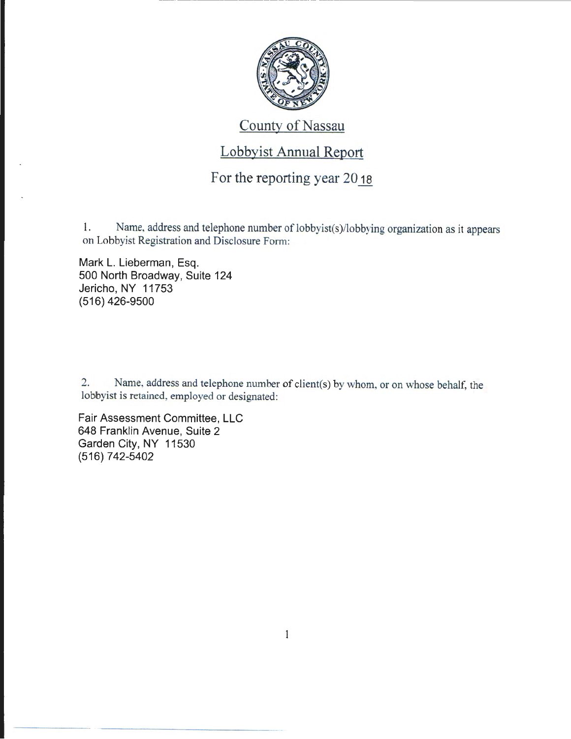# County of Nassau

## Lobbyist Annual Report

### For the reporting year 2018

1. Name, address and telephone number of lobbyist(s)/lobbying organization as it appears on Lobbyist Registration and Disclosure Form:

Mark L. Lieberman, Esq.
500 North Broadway, Suite 124
Jericho, NY 11753
(516) 426-9500

2. Name, address and telephone number of client(s) by whom, or on whose behalf, the lobbyist is retained, employed or designated:

Fair Assessment Committee, LLC
648 Franklin Avenue, Suite 2
Garden City, NY 11530
(516) 742-5402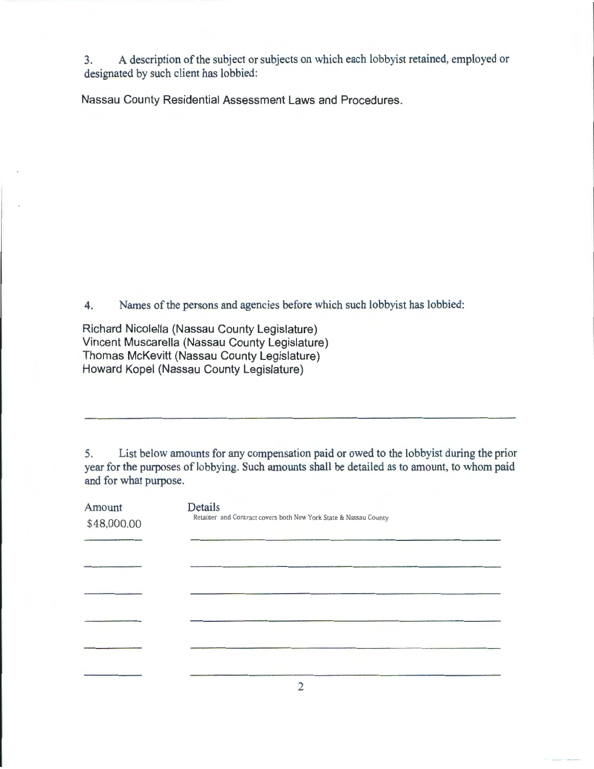3. A description of the subject or subjects on which each lobbyist retained, employed or designated by such client has lobbied:

Nassau County Residential Assessment Laws and Procedures.

4. Names of the persons and agencies before which such lobbyist has lobbied:

Richard Nicolella (Nassau County Legislature)
Vincent Muscarella (Nassau County Legislature)
Thomas McKevitt (Nassau County Legislature)
Howard Kopel (Nassau County Legislature)

5. List below amounts for any compensation paid or owed to the lobbyist during the prior year for the purposes of lobbying. Such amounts shall be detailed as to amount, to whom paid and for what purpose.

| Amount | Details |
| --- | --- |
| $48,000.00 | Retainer and Contract covers both New York State & Nassau County |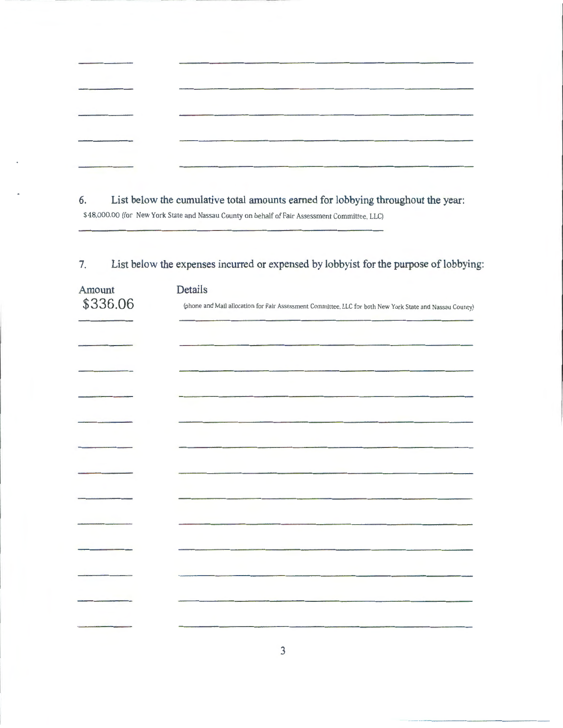6. List below the cumulative total amounts earned for lobbying throughout the year:

$48,000.00 (for New York State and Nassau County on behalf of Fair Assessment Committee, LLC)

7. List below the expenses incurred or expensed by lobbyist for the purpose of lobbying:

| Amount | Details |
| --- | --- |
| $336.06 | (phone and Mail allocation for Fair Assessment Committee, LLC for both New York State and Nassau County) |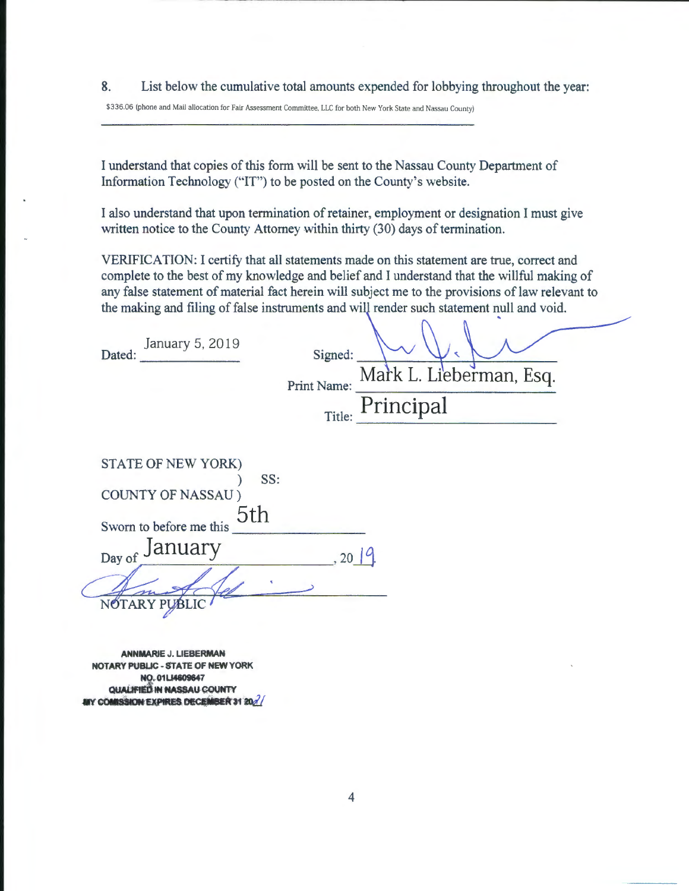8. List below the cumulative total amounts expended for lobbying throughout the year:

$336.06 (phone and Mail allocation for Fair Assessment Committee, LLC for both New York State and Nassau County)

I understand that copies of this form will be sent to the Nassau County Department of Information Technology ("IT") to be posted on the County's website.

I also understand that upon termination of retainer, employment or designation I must give written notice to the County Attorney within thirty (30) days of termination.

VERIFICATION: I certify that all statements made on this statement are true, correct and complete to the best of my knowledge and belief and I understand that the willful making of any false statement of material fact herein will subject me to the provisions of law relevant to the making and filing of false instruments and will render such statement null and void.

Dated: January 5, 2019

Signed: ____________

Print Name: Mark L. Lieberman, Esq.

Title: Principal

STATE OF NEW YORK)
) SS:
COUNTY OF NASSAU )

Sworn to before me this 5th

Day of January, 20 19

NOTARY PUBLIC

ANNMARIE J. LIEBERMAN
NOTARY PUBLIC - STATE OF NEW YORK
NO. 01LI4609647
QUALIFIED IN NASSAU COUNTY
MY COMMISSION EXPIRES DECEMBER 31 2021